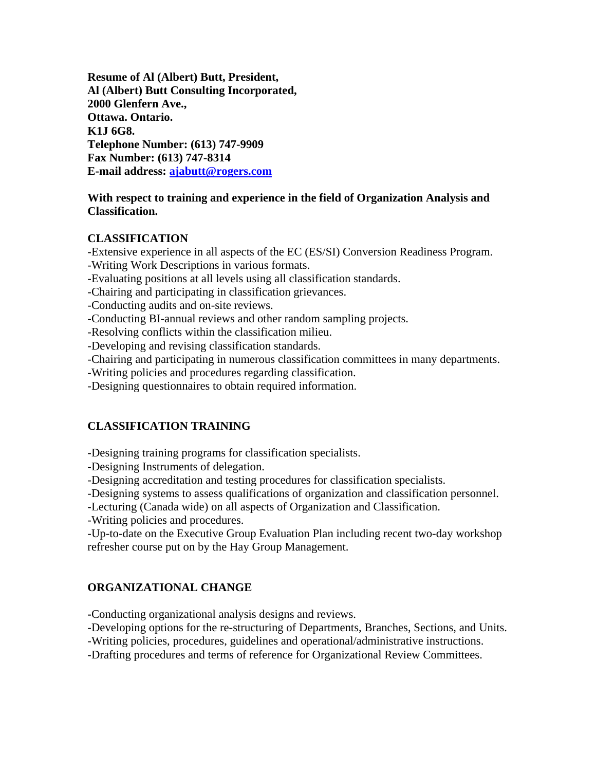**Resume of Al (Albert) Butt, President,**
**Al (Albert) Butt Consulting Incorporated,**
**2000 Glenfern Ave.,**
**Ottawa. Ontario.**
**K1J 6G8.**
**Telephone Number: (613) 747-9909**
**Fax Number: (613) 747-8314**
**E-mail address: [ajabutt@rogers.com](mailto:ajabutt@rogers.com)**

**With respect to training and experience in the field of Organization Analysis and Classification.**

## CLASSIFICATION

-Extensive experience in all aspects of the EC (ES/SI) Conversion Readiness Program.
-Writing Work Descriptions in various formats.
-Evaluating positions at all levels using all classification standards.
-Chairing and participating in classification grievances.
-Conducting audits and on-site reviews.
-Conducting BI-annual reviews and other random sampling projects.
-Resolving conflicts within the classification milieu.
-Developing and revising classification standards.
-Chairing and participating in numerous classification committees in many departments.
-Writing policies and procedures regarding classification.
-Designing questionnaires to obtain required information.

## CLASSIFICATION TRAINING

-Designing training programs for classification specialists.
-Designing Instruments of delegation.
-Designing accreditation and testing procedures for classification specialists.
-Designing systems to assess qualifications of organization and classification personnel.
-Lecturing (Canada wide) on all aspects of Organization and Classification.
-Writing policies and procedures.
-Up-to-date on the Executive Group Evaluation Plan including recent two-day workshop refresher course put on by the Hay Group Management.

## ORGANIZATIONAL CHANGE

-Conducting organizational analysis designs and reviews.
-Developing options for the re-structuring of Departments, Branches, Sections, and Units.
-Writing policies, procedures, guidelines and operational/administrative instructions.
-Drafting procedures and terms of reference for Organizational Review Committees.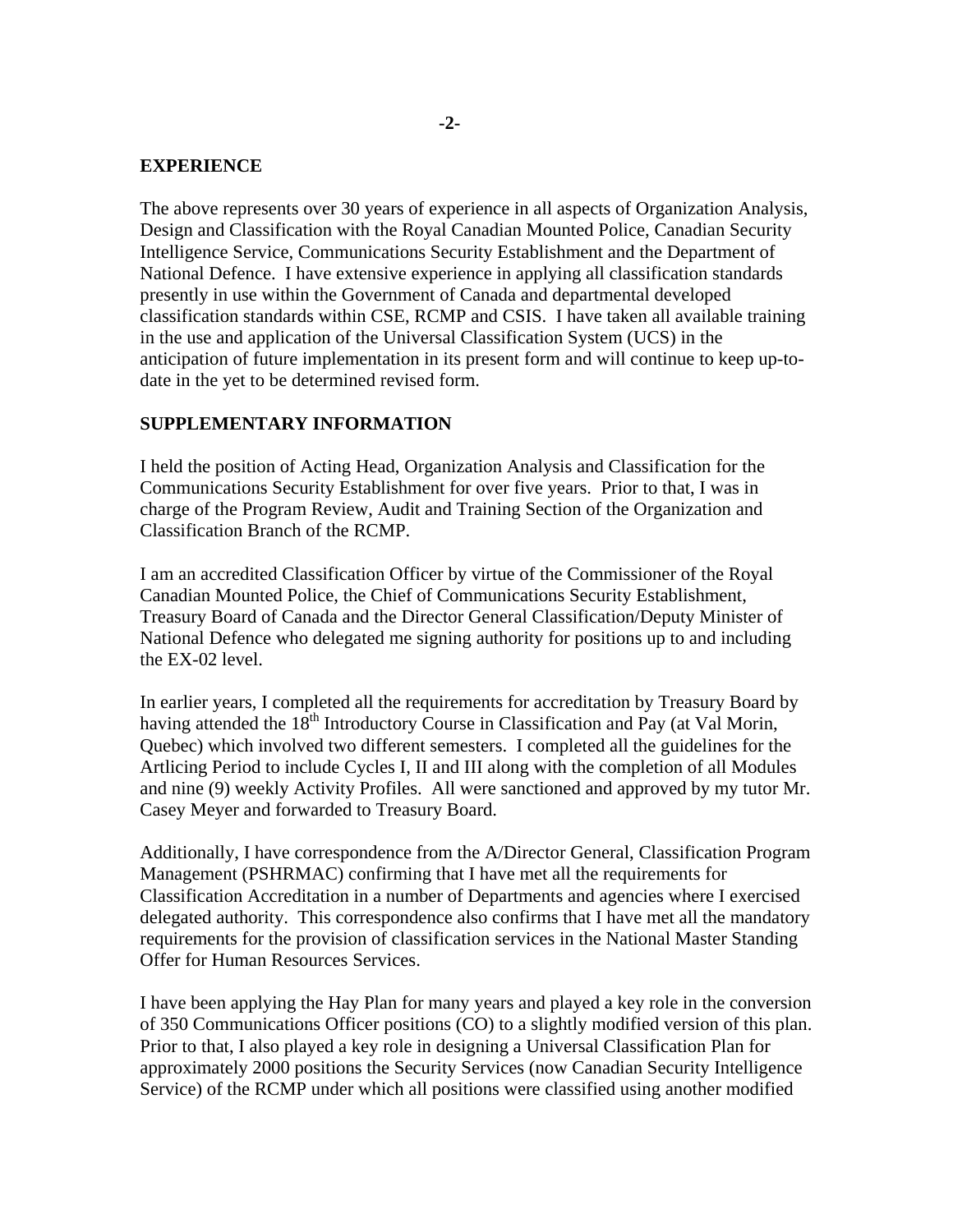## EXPERIENCE

The above represents over 30 years of experience in all aspects of Organization Analysis, Design and Classification with the Royal Canadian Mounted Police, Canadian Security Intelligence Service, Communications Security Establishment and the Department of National Defence. I have extensive experience in applying all classification standards presently in use within the Government of Canada and departmental developed classification standards within CSE, RCMP and CSIS. I have taken all available training in the use and application of the Universal Classification System (UCS) in the anticipation of future implementation in its present form and will continue to keep up-to-date in the yet to be determined revised form.

## SUPPLEMENTARY INFORMATION

I held the position of Acting Head, Organization Analysis and Classification for the Communications Security Establishment for over five years. Prior to that, I was in charge of the Program Review, Audit and Training Section of the Organization and Classification Branch of the RCMP.

I am an accredited Classification Officer by virtue of the Commissioner of the Royal Canadian Mounted Police, the Chief of Communications Security Establishment, Treasury Board of Canada and the Director General Classification/Deputy Minister of National Defence who delegated me signing authority for positions up to and including the EX-02 level.

In earlier years, I completed all the requirements for accreditation by Treasury Board by having attended the 18th Introductory Course in Classification and Pay (at Val Morin, Quebec) which involved two different semesters. I completed all the guidelines for the Artlicing Period to include Cycles I, II and III along with the completion of all Modules and nine (9) weekly Activity Profiles. All were sanctioned and approved by my tutor Mr. Casey Meyer and forwarded to Treasury Board.

Additionally, I have correspondence from the A/Director General, Classification Program Management (PSHRMAC) confirming that I have met all the requirements for Classification Accreditation in a number of Departments and agencies where I exercised delegated authority. This correspondence also confirms that I have met all the mandatory requirements for the provision of classification services in the National Master Standing Offer for Human Resources Services.

I have been applying the Hay Plan for many years and played a key role in the conversion of 350 Communications Officer positions (CO) to a slightly modified version of this plan. Prior to that, I also played a key role in designing a Universal Classification Plan for approximately 2000 positions the Security Services (now Canadian Security Intelligence Service) of the RCMP under which all positions were classified using another modified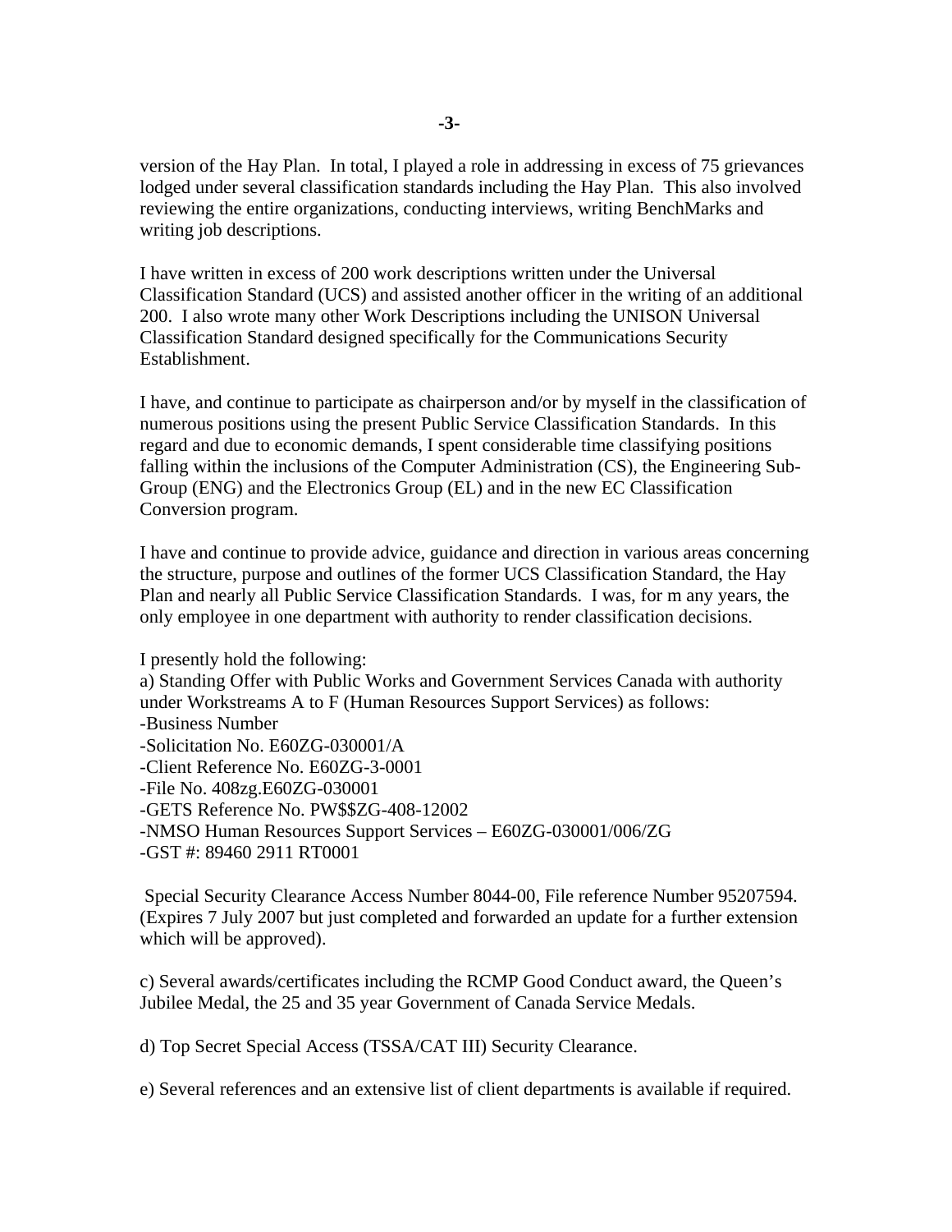version of the Hay Plan. In total, I played a role in addressing in excess of 75 grievances lodged under several classification standards including the Hay Plan. This also involved reviewing the entire organizations, conducting interviews, writing BenchMarks and writing job descriptions.

I have written in excess of 200 work descriptions written under the Universal Classification Standard (UCS) and assisted another officer in the writing of an additional 200. I also wrote many other Work Descriptions including the UNISON Universal Classification Standard designed specifically for the Communications Security Establishment.

I have, and continue to participate as chairperson and/or by myself in the classification of numerous positions using the present Public Service Classification Standards. In this regard and due to economic demands, I spent considerable time classifying positions falling within the inclusions of the Computer Administration (CS), the Engineering Sub-Group (ENG) and the Electronics Group (EL) and in the new EC Classification Conversion program.

I have and continue to provide advice, guidance and direction in various areas concerning the structure, purpose and outlines of the former UCS Classification Standard, the Hay Plan and nearly all Public Service Classification Standards. I was, for m any years, the only employee in one department with authority to render classification decisions.

I presently hold the following:
a) Standing Offer with Public Works and Government Services Canada with authority under Workstreams A to F (Human Resources Support Services) as follows:
-Business Number
-Solicitation No. E60ZG-030001/A
-Client Reference No. E60ZG-3-0001
-File No. 408zg.E60ZG-030001
-GETS Reference No. PW$$ZG-408-12002
-NMSO Human Resources Support Services – E60ZG-030001/006/ZG
-GST #: 89460 2911 RT0001

Special Security Clearance Access Number 8044-00, File reference Number 95207594. (Expires 7 July 2007 but just completed and forwarded an update for a further extension which will be approved).

c) Several awards/certificates including the RCMP Good Conduct award, the Queen's Jubilee Medal, the 25 and 35 year Government of Canada Service Medals.

d) Top Secret Special Access (TSSA/CAT III) Security Clearance.

e) Several references and an extensive list of client departments is available if required.